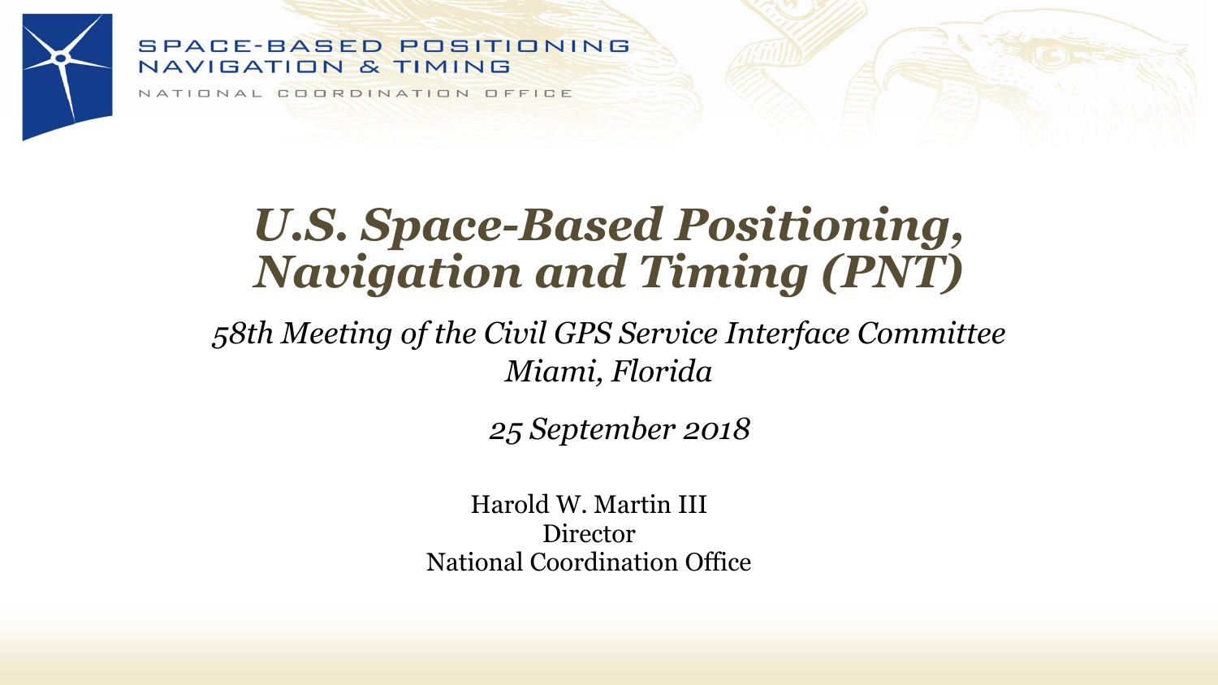SPACE-BASED POSITIONING
NAVIGATION & TIMING
NATIONAL COORDINATION OFFICE

# *U.S. Space-Based Positioning, Navigation and Timing (PNT)*

*58th Meeting of the Civil GPS Service Interface Committee*
*Miami, Florida*

*25 September 2018*

Harold W. Martin III
Director
National Coordination Office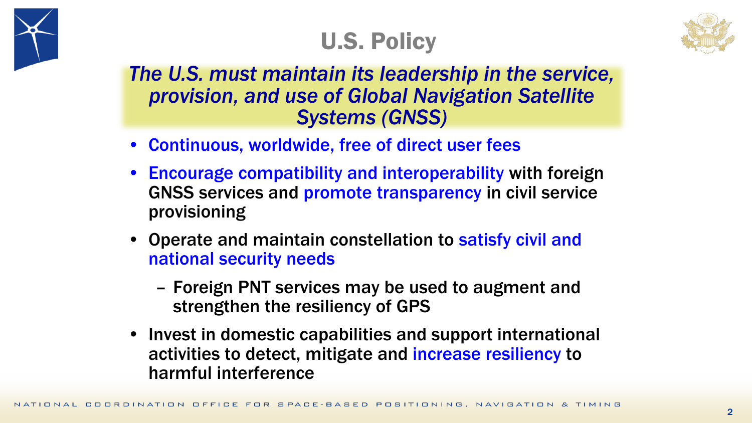# U.S. Policy

***The U.S. must maintain its leadership in the service, provision, and use of Global Navigation Satellite Systems (GNSS)***

- Continuous, worldwide, free of direct user fees
- Encourage compatibility and interoperability with foreign GNSS services and promote transparency in civil service provisioning
- Operate and maintain constellation to satisfy civil and national security needs
  - Foreign PNT services may be used to augment and strengthen the resiliency of GPS
- Invest in domestic capabilities and support international activities to detect, mitigate and increase resiliency to harmful interference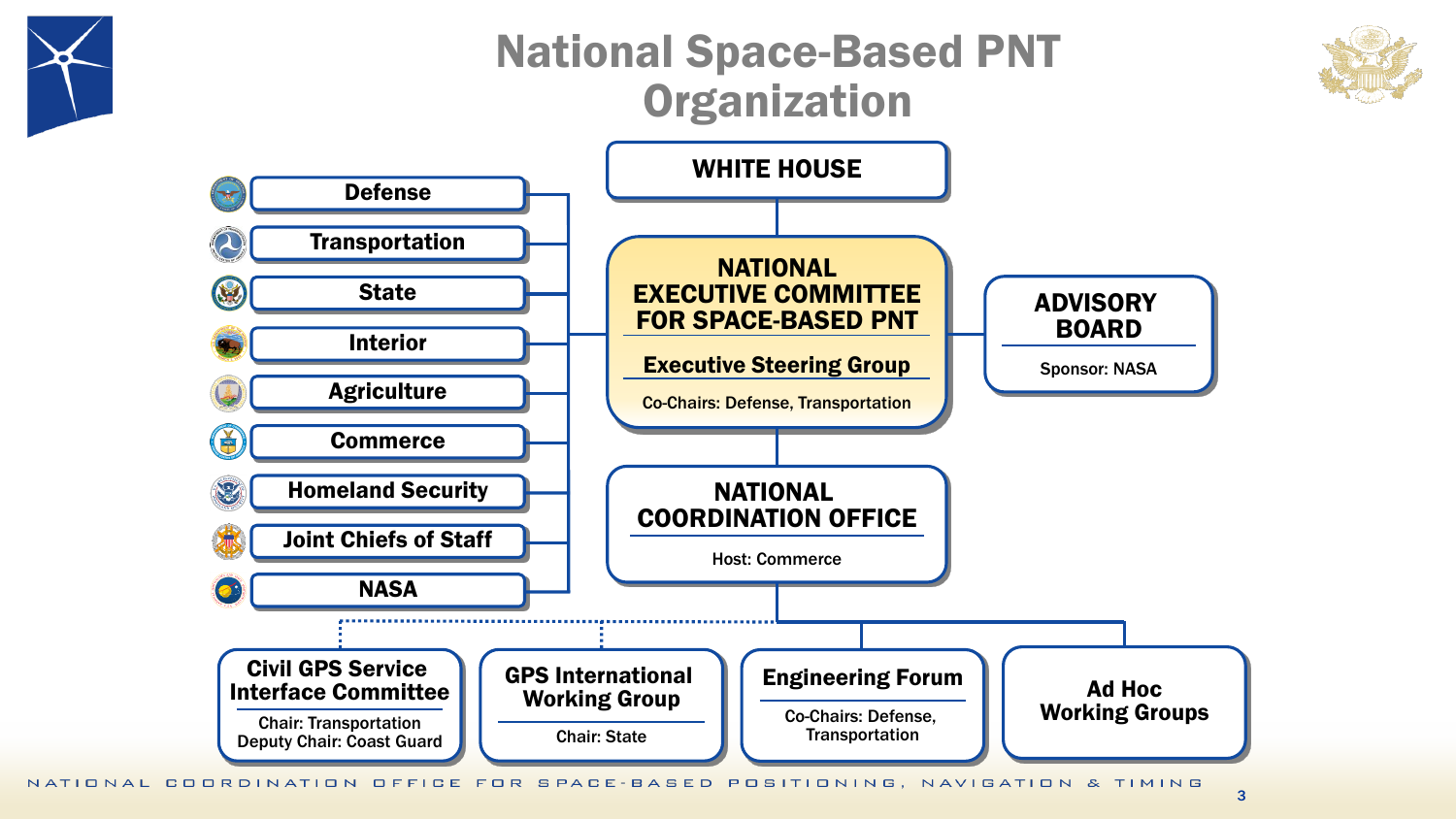# National Space-Based PNT Organization

- Defense
- Transportation
- State
- Interior
- Agriculture
- Commerce
- Homeland Security
- Joint Chiefs of Staff
- NASA

**WHITE HOUSE**

**NATIONAL EXECUTIVE COMMITTEE FOR SPACE-BASED PNT**

**Executive Steering Group**

Co-Chairs: Defense, Transportation

**ADVISORY BOARD**

Sponsor: NASA

**NATIONAL COORDINATION OFFICE**

Host: Commerce

**Civil GPS Service Interface Committee**

Chair: Transportation
Deputy Chair: Coast Guard

**GPS International Working Group**

Chair: State

**Engineering Forum**

Co-Chairs: Defense, Transportation

**Ad Hoc Working Groups**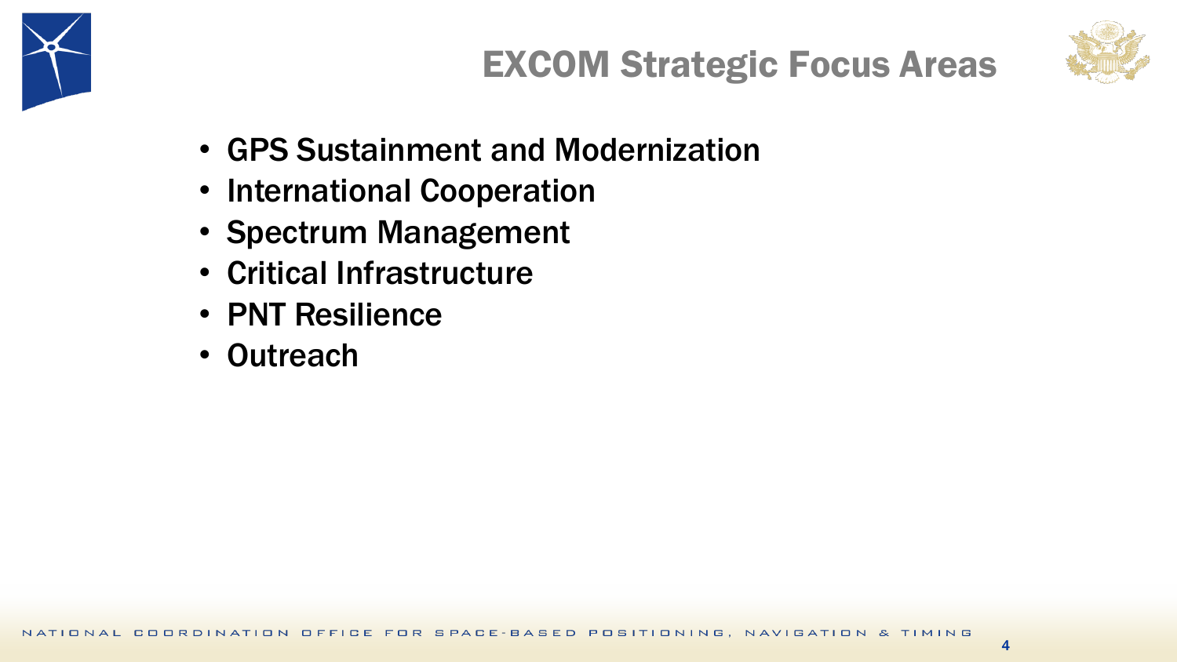# EXCOM Strategic Focus Areas

- GPS Sustainment and Modernization
- International Cooperation
- Spectrum Management
- Critical Infrastructure
- PNT Resilience
- Outreach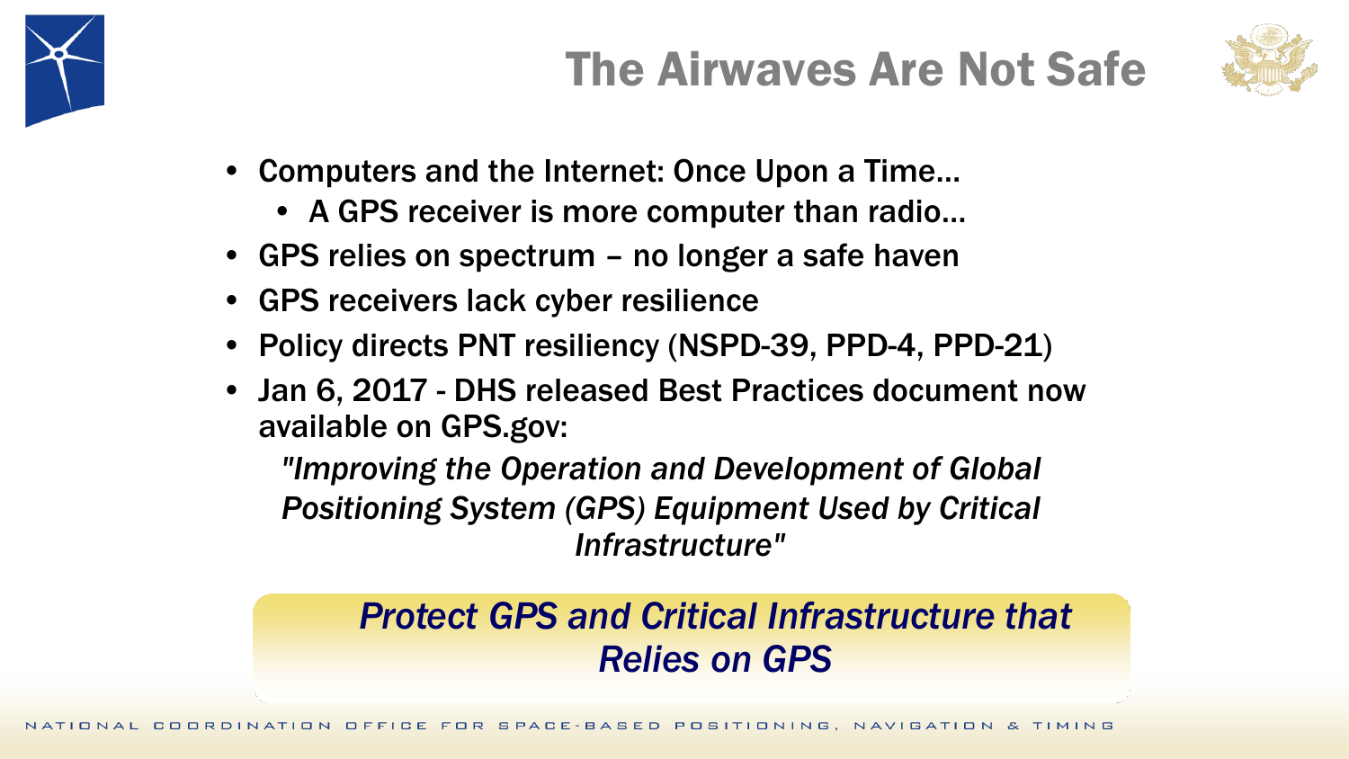# The Airwaves Are Not Safe

- Computers and the Internet: Once Upon a Time…
  - A GPS receiver is more computer than radio…
- GPS relies on spectrum – no longer a safe haven
- GPS receivers lack cyber resilience
- Policy directs PNT resiliency (NSPD-39, PPD-4, PPD-21)
- Jan 6, 2017 - DHS released Best Practices document now available on GPS.gov:

  *"Improving the Operation and Development of Global Positioning System (GPS) Equipment Used by Critical Infrastructure"*

***Protect GPS and Critical Infrastructure that Relies on GPS***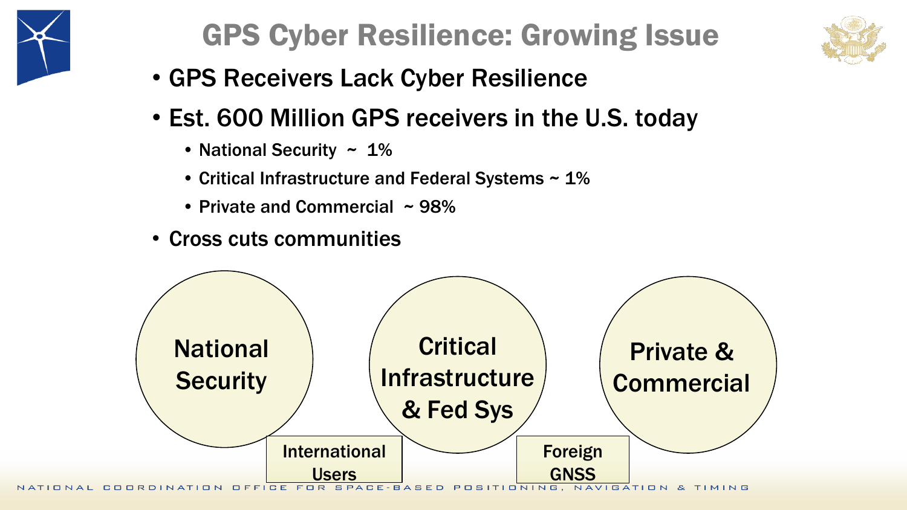# GPS Cyber Resilience: Growing Issue

- GPS Receivers Lack Cyber Resilience
- Est. 600 Million GPS receivers in the U.S. today
  - National Security ~ 1%
  - Critical Infrastructure and Federal Systems ~ 1%
  - Private and Commercial ~ 98%
- Cross cuts communities

National Security

Critical Infrastructure & Fed Sys

Private & Commercial

International Users

Foreign GNSS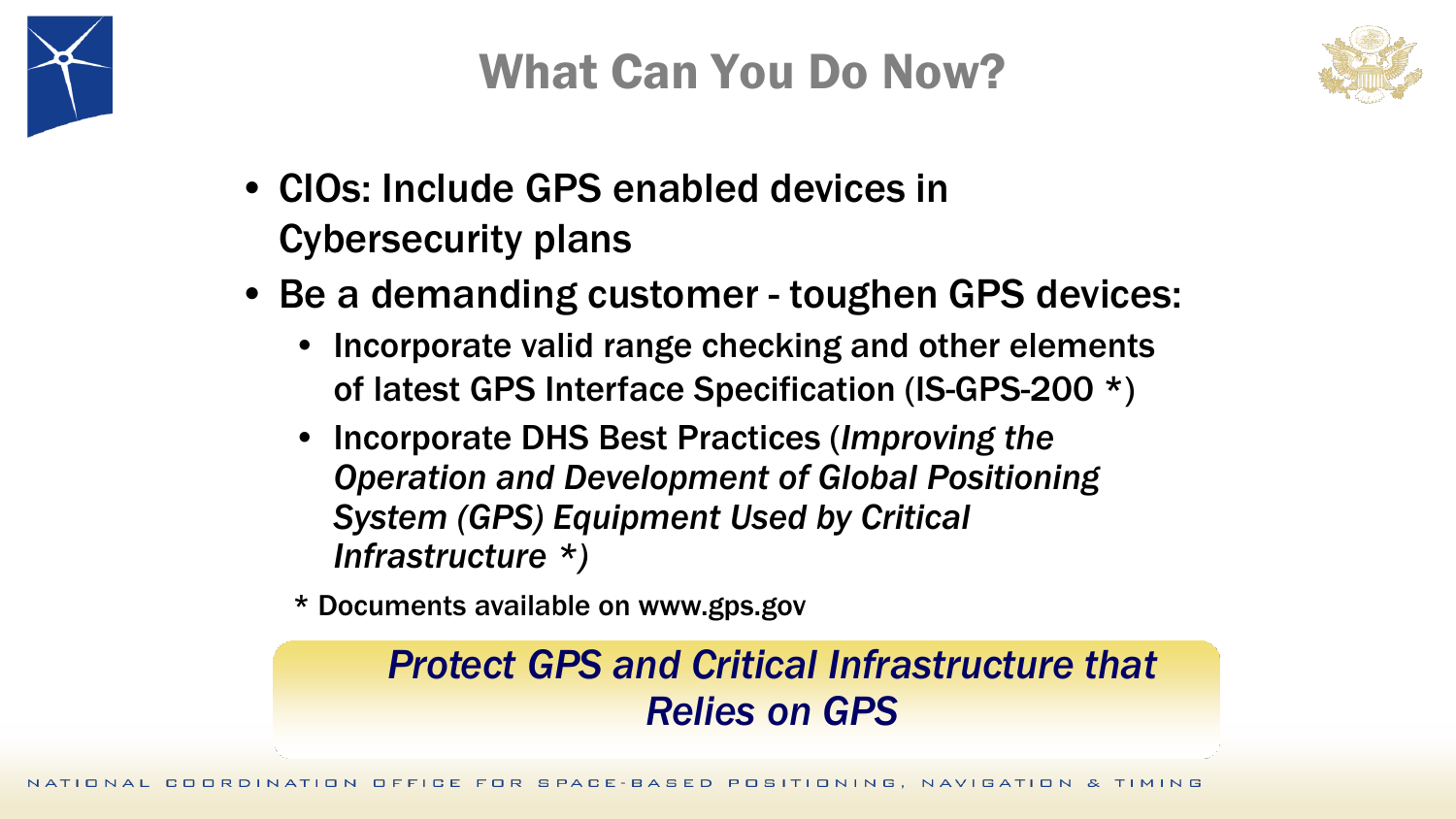# What Can You Do Now?

- CIOs: Include GPS enabled devices in Cybersecurity plans
- Be a demanding customer - toughen GPS devices:
  - Incorporate valid range checking and other elements of latest GPS Interface Specification (IS-GPS-200 *)
  - Incorporate DHS Best Practices (*Improving the Operation and Development of Global Positioning System (GPS) Equipment Used by Critical Infrastructure **)

\* Documents available on www.gps.gov

***Protect GPS and Critical Infrastructure that Relies on GPS***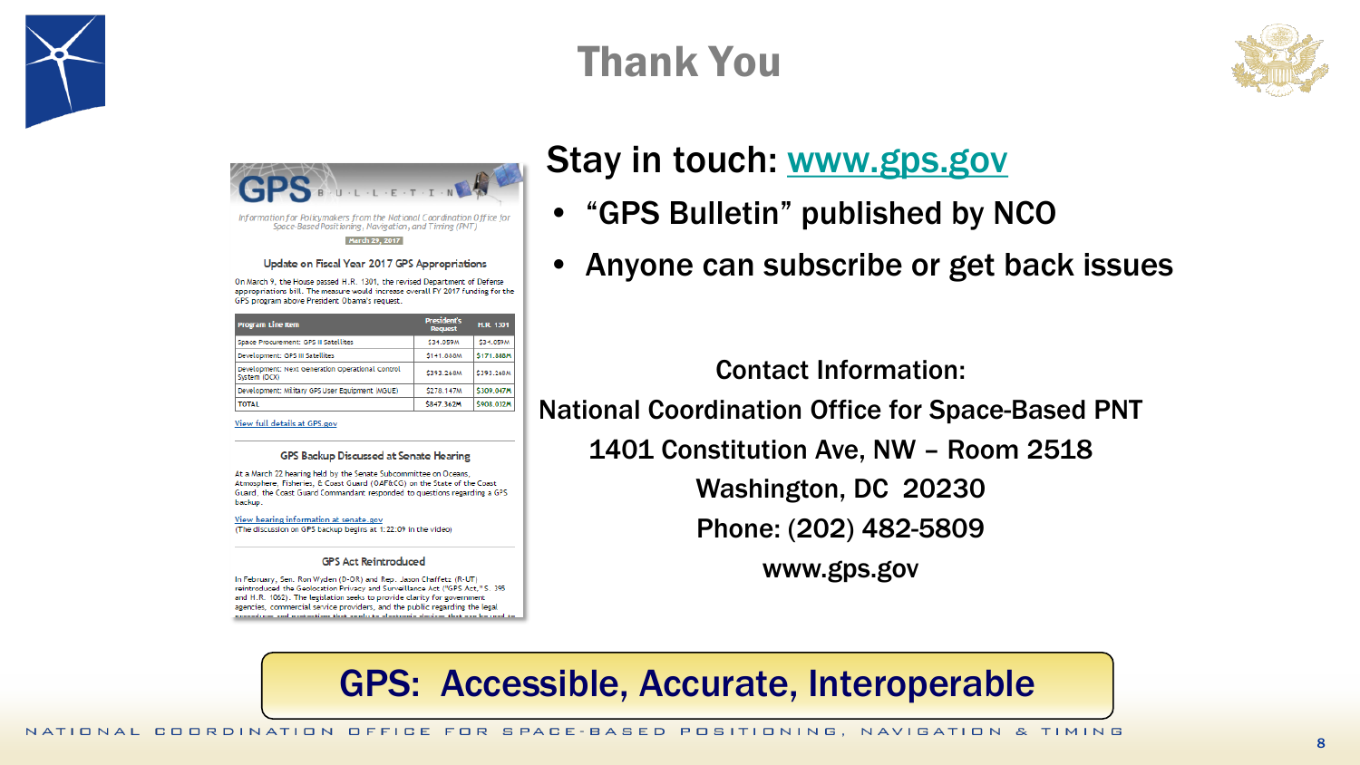# Thank You

## GPS BULLETIN

*Information for Policymakers from the National Coordination Office for Space-Based Positioning, Navigation, and Timing (PNT)*

March 29, 2017

### Update on Fiscal Year 2017 GPS Appropriations

On March 9, the House passed H.R. 1301, the revised Department of Defense appropriations bill. The measure would increase overall FY 2017 funding for the GPS program above President Obama's request.

| Program Line Item | President's Request | H.R. 1301 |
|---|---|---|
| Space Procurement: GPS III Satellites | $34.059M | $34.059M |
| Development: GPS III Satellites | $141.888M | $171.888M |
| Development: Next Generation Operational Control System (OCX) | $393.268M | $393.268M |
| Development: Military GPS User Equipment (MGUE) | $278.147M | $309.047M |
| TOTAL | $847.362M | $908.012M |

View full details at GPS.gov

### GPS Backup Discussed at Senate Hearing

At a March 22 hearing held by the Senate Subcommittee on Oceans, Atmosphere, Fisheries, & Coast Guard (OAF&CG) on the State of the Coast Guard, the Coast Guard Commandant responded to questions regarding a GPS backup.

View hearing information at senate.gov
(The discussion on GPS backup begins at 1:22:09 in the video)

### GPS Act Reintroduced

In February, Sen. Ron Wyden (D-OR) and Rep. Jason Chaffetz (R-UT) reintroduced the Geolocation Privacy and Surveillance Act ("GPS Act," S. 395 and H.R. 1062). The legislation seeks to provide clarity for government agencies, commercial service providers, and the public regarding the legal

## Stay in touch: www.gps.gov

- "GPS Bulletin" published by NCO
- Anyone can subscribe or get back issues

Contact Information:

National Coordination Office for Space-Based PNT

1401 Constitution Ave, NW – Room 2518

Washington, DC 20230

Phone: (202) 482-5809

www.gps.gov

**GPS: Accessible, Accurate, Interoperable**